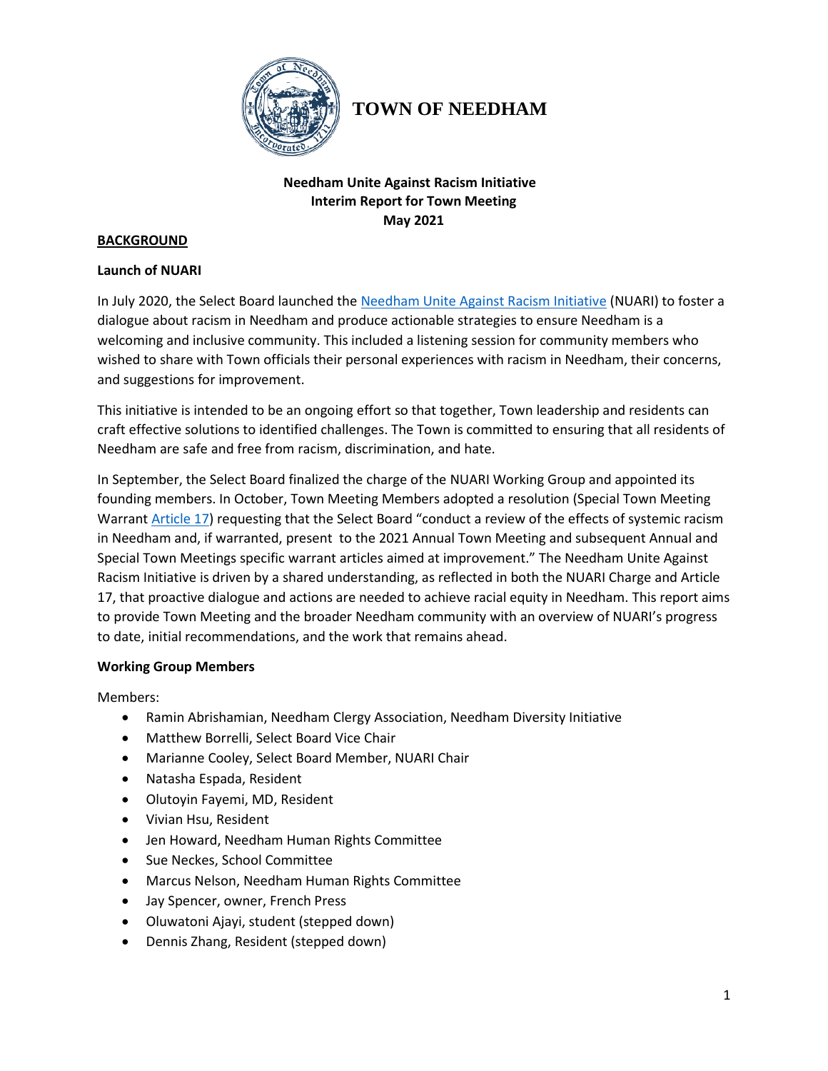# TOWN OF NEEDHAM

**Needham Unite Against Racism Initiative**
**Interim Report for Town Meeting**
**May 2021**

## BACKGROUND

### Launch of NUARI

In July 2020, the Select Board launched the Needham Unite Against Racism Initiative (NUARI) to foster a dialogue about racism in Needham and produce actionable strategies to ensure Needham is a welcoming and inclusive community. This included a listening session for community members who wished to share with Town officials their personal experiences with racism in Needham, their concerns, and suggestions for improvement.

This initiative is intended to be an ongoing effort so that together, Town leadership and residents can craft effective solutions to identified challenges. The Town is committed to ensuring that all residents of Needham are safe and free from racism, discrimination, and hate.

In September, the Select Board finalized the charge of the NUARI Working Group and appointed its founding members. In October, Town Meeting Members adopted a resolution (Special Town Meeting Warrant Article 17) requesting that the Select Board "conduct a review of the effects of systemic racism in Needham and, if warranted, present to the 2021 Annual Town Meeting and subsequent Annual and Special Town Meetings specific warrant articles aimed at improvement." The Needham Unite Against Racism Initiative is driven by a shared understanding, as reflected in both the NUARI Charge and Article 17, that proactive dialogue and actions are needed to achieve racial equity in Needham. This report aims to provide Town Meeting and the broader Needham community with an overview of NUARI's progress to date, initial recommendations, and the work that remains ahead.

### Working Group Members

Members:

- Ramin Abrishamian, Needham Clergy Association, Needham Diversity Initiative
- Matthew Borrelli, Select Board Vice Chair
- Marianne Cooley, Select Board Member, NUARI Chair
- Natasha Espada, Resident
- Olutoyin Fayemi, MD, Resident
- Vivian Hsu, Resident
- Jen Howard, Needham Human Rights Committee
- Sue Neckes, School Committee
- Marcus Nelson, Needham Human Rights Committee
- Jay Spencer, owner, French Press
- Oluwatoni Ajayi, student (stepped down)
- Dennis Zhang, Resident (stepped down)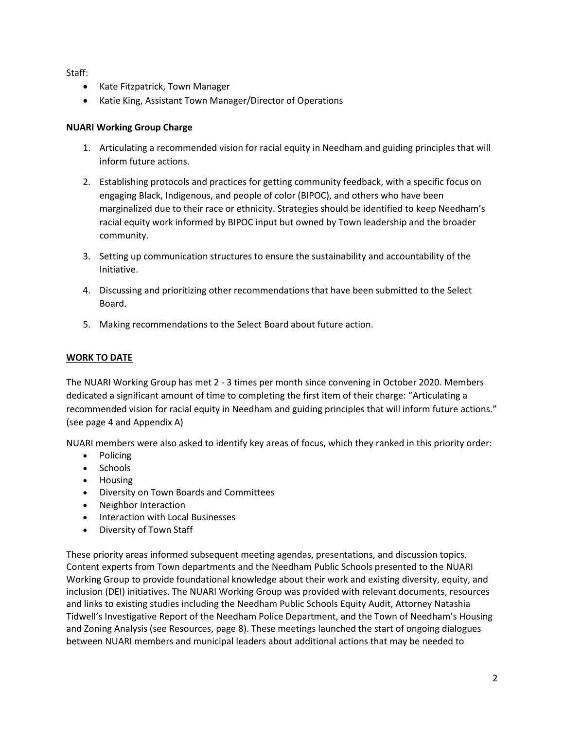Staff:

- Kate Fitzpatrick, Town Manager
- Katie King, Assistant Town Manager/Director of Operations

**NUARI Working Group Charge**

1. Articulating a recommended vision for racial equity in Needham and guiding principles that will inform future actions.
2. Establishing protocols and practices for getting community feedback, with a specific focus on engaging Black, Indigenous, and people of color (BIPOC), and others who have been marginalized due to their race or ethnicity. Strategies should be identified to keep Needham's racial equity work informed by BIPOC input but owned by Town leadership and the broader community.
3. Setting up communication structures to ensure the sustainability and accountability of the Initiative.
4. Discussing and prioritizing other recommendations that have been submitted to the Select Board.
5. Making recommendations to the Select Board about future action.

## WORK TO DATE

The NUARI Working Group has met 2 - 3 times per month since convening in October 2020. Members dedicated a significant amount of time to completing the first item of their charge: "Articulating a recommended vision for racial equity in Needham and guiding principles that will inform future actions." (see page 4 and Appendix A)

NUARI members were also asked to identify key areas of focus, which they ranked in this priority order:

- Policing
- Schools
- Housing
- Diversity on Town Boards and Committees
- Neighbor Interaction
- Interaction with Local Businesses
- Diversity of Town Staff

These priority areas informed subsequent meeting agendas, presentations, and discussion topics. Content experts from Town departments and the Needham Public Schools presented to the NUARI Working Group to provide foundational knowledge about their work and existing diversity, equity, and inclusion (DEI) initiatives. The NUARI Working Group was provided with relevant documents, resources and links to existing studies including the Needham Public Schools Equity Audit, Attorney Natashia Tidwell's Investigative Report of the Needham Police Department, and the Town of Needham's Housing and Zoning Analysis (see Resources, page 8). These meetings launched the start of ongoing dialogues between NUARI members and municipal leaders about additional actions that may be needed to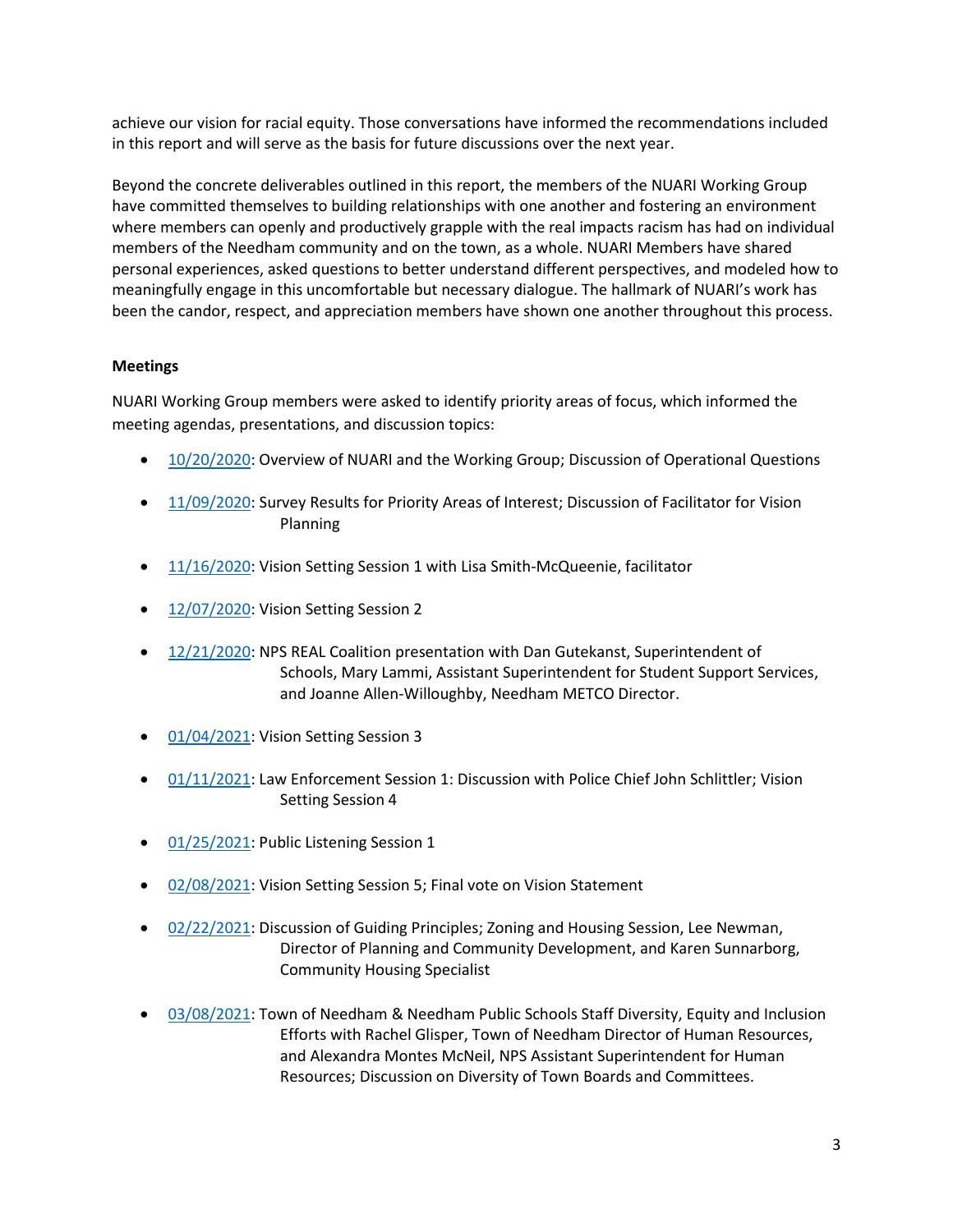achieve our vision for racial equity. Those conversations have informed the recommendations included in this report and will serve as the basis for future discussions over the next year.

Beyond the concrete deliverables outlined in this report, the members of the NUARI Working Group have committed themselves to building relationships with one another and fostering an environment where members can openly and productively grapple with the real impacts racism has had on individual members of the Needham community and on the town, as a whole. NUARI Members have shared personal experiences, asked questions to better understand different perspectives, and modeled how to meaningfully engage in this uncomfortable but necessary dialogue. The hallmark of NUARI's work has been the candor, respect, and appreciation members have shown one another throughout this process.

**Meetings**

NUARI Working Group members were asked to identify priority areas of focus, which informed the meeting agendas, presentations, and discussion topics:

- 10/20/2020: Overview of NUARI and the Working Group; Discussion of Operational Questions
- 11/09/2020: Survey Results for Priority Areas of Interest; Discussion of Facilitator for Vision Planning
- 11/16/2020: Vision Setting Session 1 with Lisa Smith-McQueenie, facilitator
- 12/07/2020: Vision Setting Session 2
- 12/21/2020: NPS REAL Coalition presentation with Dan Gutekanst, Superintendent of Schools, Mary Lammi, Assistant Superintendent for Student Support Services, and Joanne Allen-Willoughby, Needham METCO Director.
- 01/04/2021: Vision Setting Session 3
- 01/11/2021: Law Enforcement Session 1: Discussion with Police Chief John Schlittler; Vision Setting Session 4
- 01/25/2021: Public Listening Session 1
- 02/08/2021: Vision Setting Session 5; Final vote on Vision Statement
- 02/22/2021: Discussion of Guiding Principles; Zoning and Housing Session, Lee Newman, Director of Planning and Community Development, and Karen Sunnarborg, Community Housing Specialist
- 03/08/2021: Town of Needham & Needham Public Schools Staff Diversity, Equity and Inclusion Efforts with Rachel Glisper, Town of Needham Director of Human Resources, and Alexandra Montes McNeil, NPS Assistant Superintendent for Human Resources; Discussion on Diversity of Town Boards and Committees.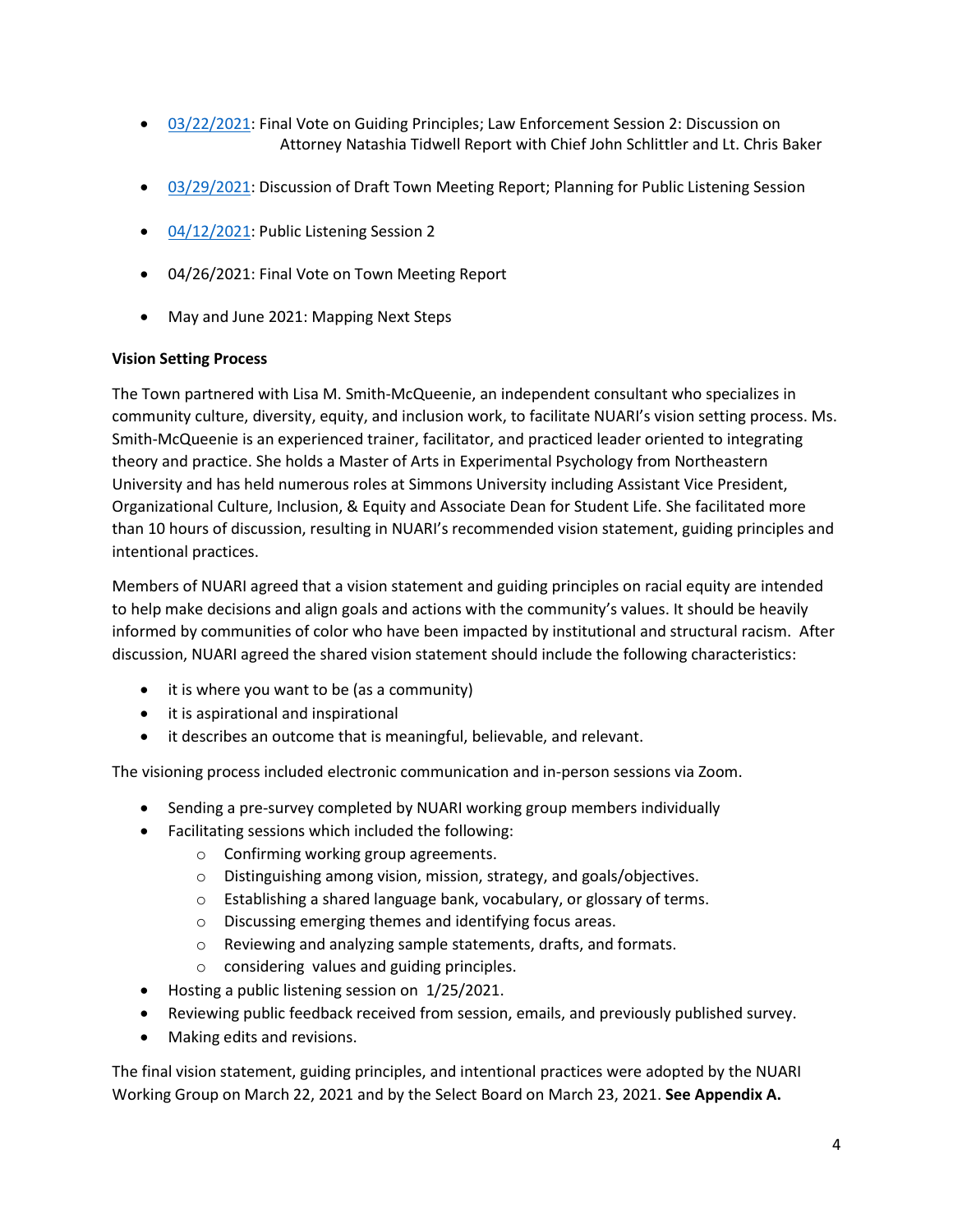- 03/22/2021: Final Vote on Guiding Principles; Law Enforcement Session 2: Discussion on Attorney Natashia Tidwell Report with Chief John Schlittler and Lt. Chris Baker

- 03/29/2021: Discussion of Draft Town Meeting Report; Planning for Public Listening Session

- 04/12/2021: Public Listening Session 2

- 04/26/2021: Final Vote on Town Meeting Report

- May and June 2021: Mapping Next Steps

**Vision Setting Process**

The Town partnered with Lisa M. Smith-McQueenie, an independent consultant who specializes in community culture, diversity, equity, and inclusion work, to facilitate NUARI's vision setting process. Ms. Smith-McQueenie is an experienced trainer, facilitator, and practiced leader oriented to integrating theory and practice. She holds a Master of Arts in Experimental Psychology from Northeastern University and has held numerous roles at Simmons University including Assistant Vice President, Organizational Culture, Inclusion, & Equity and Associate Dean for Student Life. She facilitated more than 10 hours of discussion, resulting in NUARI's recommended vision statement, guiding principles and intentional practices.

Members of NUARI agreed that a vision statement and guiding principles on racial equity are intended to help make decisions and align goals and actions with the community's values. It should be heavily informed by communities of color who have been impacted by institutional and structural racism. After discussion, NUARI agreed the shared vision statement should include the following characteristics:

- it is where you want to be (as a community)
- it is aspirational and inspirational
- it describes an outcome that is meaningful, believable, and relevant.

The visioning process included electronic communication and in-person sessions via Zoom.

- Sending a pre-survey completed by NUARI working group members individually
- Facilitating sessions which included the following:
    - Confirming working group agreements.
    - Distinguishing among vision, mission, strategy, and goals/objectives.
    - Establishing a shared language bank, vocabulary, or glossary of terms.
    - Discussing emerging themes and identifying focus areas.
    - Reviewing and analyzing sample statements, drafts, and formats.
    - considering values and guiding principles.
- Hosting a public listening session on 1/25/2021.
- Reviewing public feedback received from session, emails, and previously published survey.
- Making edits and revisions.

The final vision statement, guiding principles, and intentional practices were adopted by the NUARI Working Group on March 22, 2021 and by the Select Board on March 23, 2021. **See Appendix A.**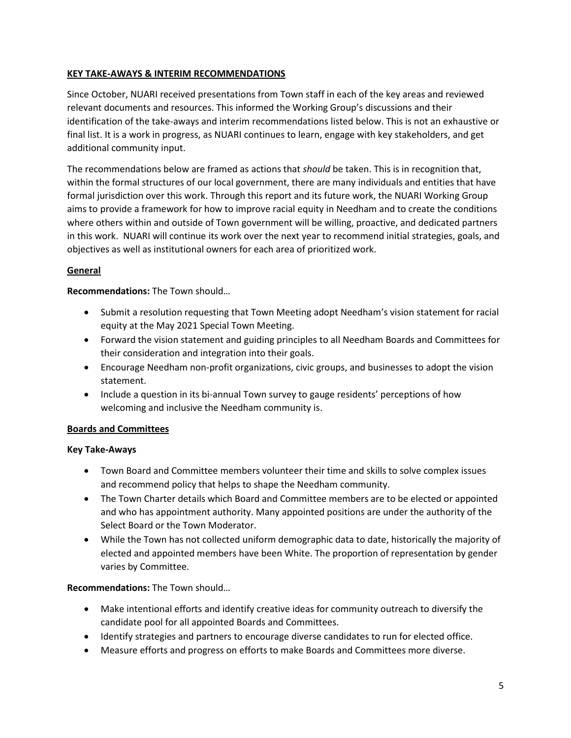## KEY TAKE-AWAYS & INTERIM RECOMMENDATIONS

Since October, NUARI received presentations from Town staff in each of the key areas and reviewed relevant documents and resources. This informed the Working Group's discussions and their identification of the take-aways and interim recommendations listed below. This is not an exhaustive or final list. It is a work in progress, as NUARI continues to learn, engage with key stakeholders, and get additional community input.

The recommendations below are framed as actions that *should* be taken. This is in recognition that, within the formal structures of our local government, there are many individuals and entities that have formal jurisdiction over this work. Through this report and its future work, the NUARI Working Group aims to provide a framework for how to improve racial equity in Needham and to create the conditions where others within and outside of Town government will be willing, proactive, and dedicated partners in this work. NUARI will continue its work over the next year to recommend initial strategies, goals, and objectives as well as institutional owners for each area of prioritized work.

### General

**Recommendations:** The Town should…

- Submit a resolution requesting that Town Meeting adopt Needham's vision statement for racial equity at the May 2021 Special Town Meeting.
- Forward the vision statement and guiding principles to all Needham Boards and Committees for their consideration and integration into their goals.
- Encourage Needham non-profit organizations, civic groups, and businesses to adopt the vision statement.
- Include a question in its bi-annual Town survey to gauge residents' perceptions of how welcoming and inclusive the Needham community is.

### Boards and Committees

**Key Take-Aways**

- Town Board and Committee members volunteer their time and skills to solve complex issues and recommend policy that helps to shape the Needham community.
- The Town Charter details which Board and Committee members are to be elected or appointed and who has appointment authority. Many appointed positions are under the authority of the Select Board or the Town Moderator.
- While the Town has not collected uniform demographic data to date, historically the majority of elected and appointed members have been White. The proportion of representation by gender varies by Committee.

**Recommendations:** The Town should…

- Make intentional efforts and identify creative ideas for community outreach to diversify the candidate pool for all appointed Boards and Committees.
- Identify strategies and partners to encourage diverse candidates to run for elected office.
- Measure efforts and progress on efforts to make Boards and Committees more diverse.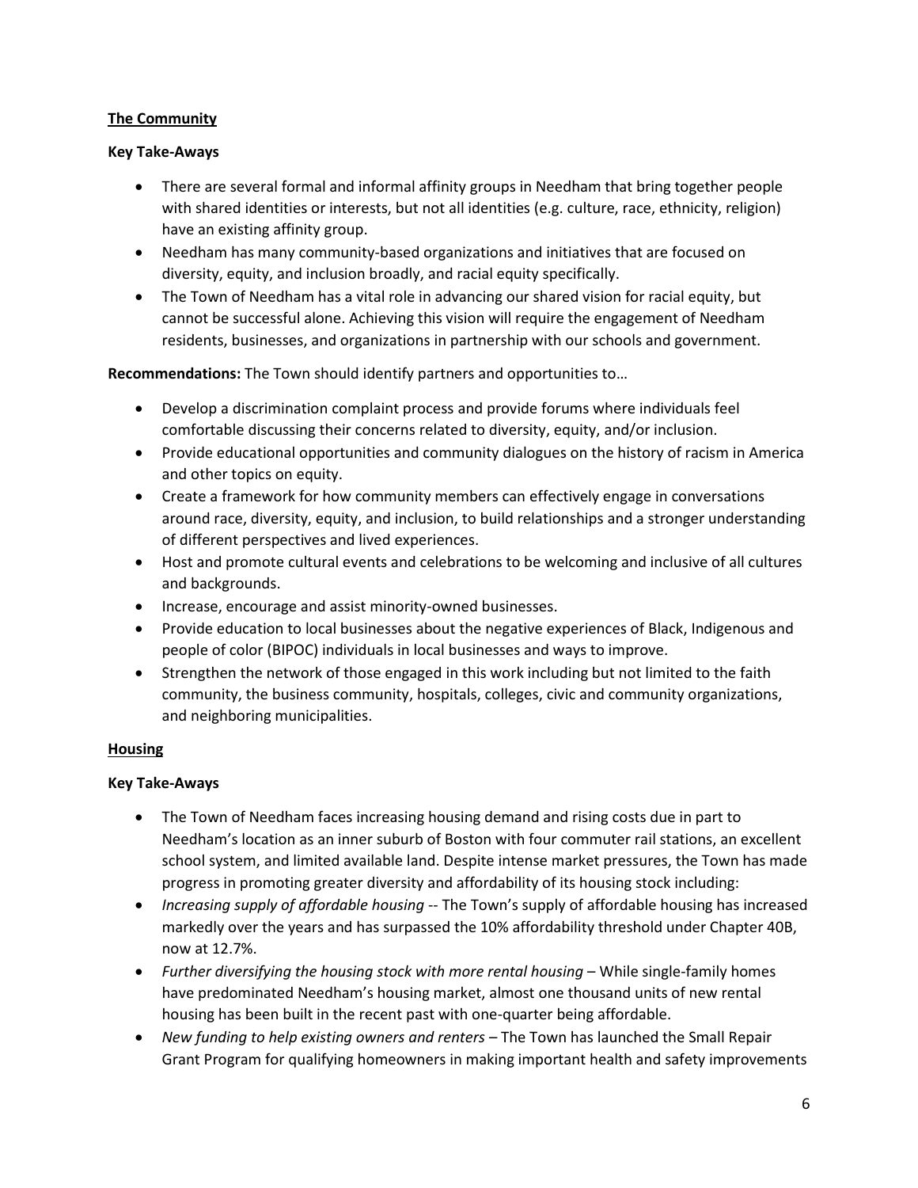## The Community

**Key Take-Aways**

- There are several formal and informal affinity groups in Needham that bring together people with shared identities or interests, but not all identities (e.g. culture, race, ethnicity, religion) have an existing affinity group.
- Needham has many community-based organizations and initiatives that are focused on diversity, equity, and inclusion broadly, and racial equity specifically.
- The Town of Needham has a vital role in advancing our shared vision for racial equity, but cannot be successful alone. Achieving this vision will require the engagement of Needham residents, businesses, and organizations in partnership with our schools and government.

**Recommendations:** The Town should identify partners and opportunities to…

- Develop a discrimination complaint process and provide forums where individuals feel comfortable discussing their concerns related to diversity, equity, and/or inclusion.
- Provide educational opportunities and community dialogues on the history of racism in America and other topics on equity.
- Create a framework for how community members can effectively engage in conversations around race, diversity, equity, and inclusion, to build relationships and a stronger understanding of different perspectives and lived experiences.
- Host and promote cultural events and celebrations to be welcoming and inclusive of all cultures and backgrounds.
- Increase, encourage and assist minority-owned businesses.
- Provide education to local businesses about the negative experiences of Black, Indigenous and people of color (BIPOC) individuals in local businesses and ways to improve.
- Strengthen the network of those engaged in this work including but not limited to the faith community, the business community, hospitals, colleges, civic and community organizations, and neighboring municipalities.

## Housing

**Key Take-Aways**

- The Town of Needham faces increasing housing demand and rising costs due in part to Needham's location as an inner suburb of Boston with four commuter rail stations, an excellent school system, and limited available land. Despite intense market pressures, the Town has made progress in promoting greater diversity and affordability of its housing stock including:
- *Increasing supply of affordable housing* -- The Town's supply of affordable housing has increased markedly over the years and has surpassed the 10% affordability threshold under Chapter 40B, now at 12.7%.
- *Further diversifying the housing stock with more rental housing* – While single-family homes have predominated Needham's housing market, almost one thousand units of new rental housing has been built in the recent past with one-quarter being affordable.
- *New funding to help existing owners and renters* – The Town has launched the Small Repair Grant Program for qualifying homeowners in making important health and safety improvements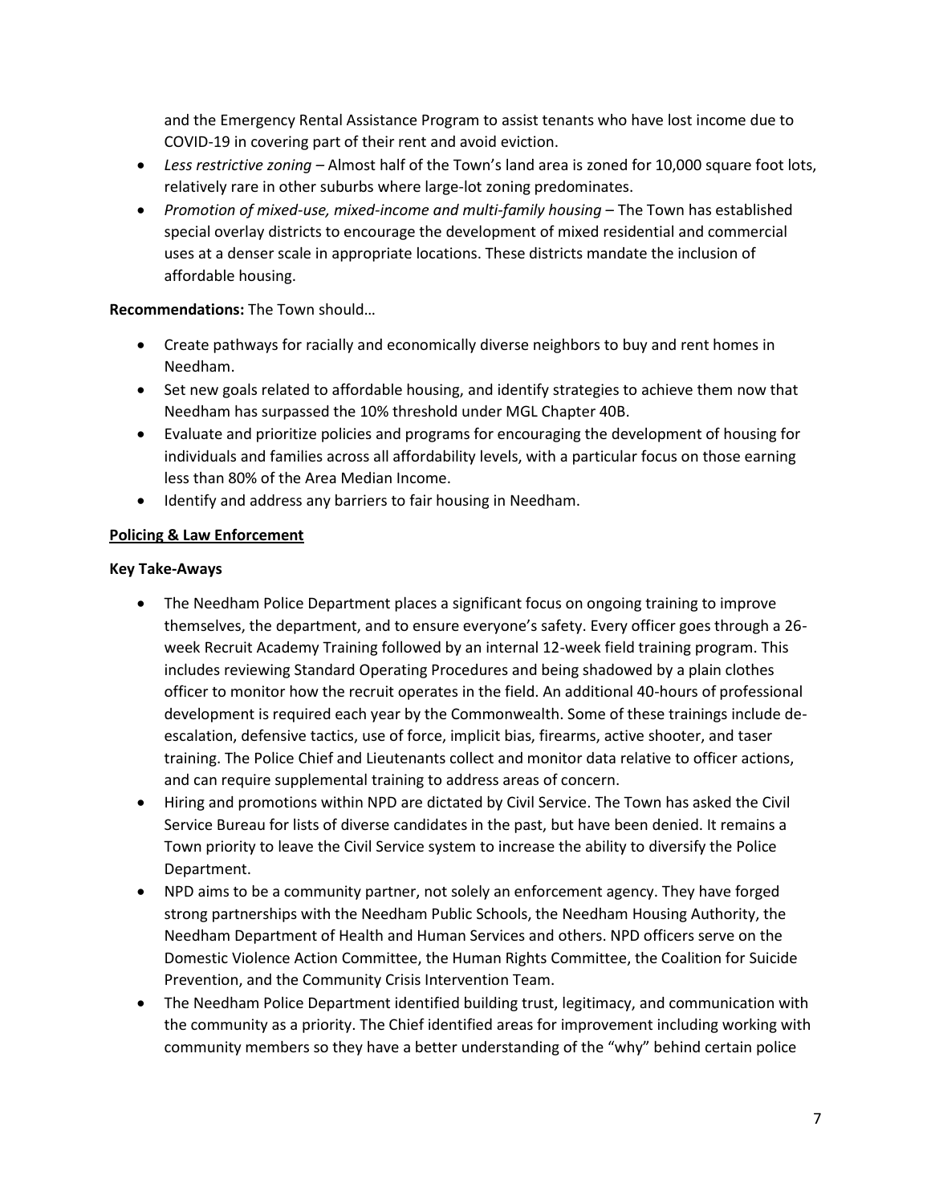and the Emergency Rental Assistance Program to assist tenants who have lost income due to COVID-19 in covering part of their rent and avoid eviction.

- *Less restrictive zoning* – Almost half of the Town's land area is zoned for 10,000 square foot lots, relatively rare in other suburbs where large-lot zoning predominates.
- *Promotion of mixed-use, mixed-income and multi-family housing* – The Town has established special overlay districts to encourage the development of mixed residential and commercial uses at a denser scale in appropriate locations. These districts mandate the inclusion of affordable housing.

**Recommendations:** The Town should…

- Create pathways for racially and economically diverse neighbors to buy and rent homes in Needham.
- Set new goals related to affordable housing, and identify strategies to achieve them now that Needham has surpassed the 10% threshold under MGL Chapter 40B.
- Evaluate and prioritize policies and programs for encouraging the development of housing for individuals and families across all affordability levels, with a particular focus on those earning less than 80% of the Area Median Income.
- Identify and address any barriers to fair housing in Needham.

## Policing & Law Enforcement

### Key Take-Aways

- The Needham Police Department places a significant focus on ongoing training to improve themselves, the department, and to ensure everyone's safety. Every officer goes through a 26-week Recruit Academy Training followed by an internal 12-week field training program. This includes reviewing Standard Operating Procedures and being shadowed by a plain clothes officer to monitor how the recruit operates in the field. An additional 40-hours of professional development is required each year by the Commonwealth. Some of these trainings include de-escalation, defensive tactics, use of force, implicit bias, firearms, active shooter, and taser training. The Police Chief and Lieutenants collect and monitor data relative to officer actions, and can require supplemental training to address areas of concern.
- Hiring and promotions within NPD are dictated by Civil Service. The Town has asked the Civil Service Bureau for lists of diverse candidates in the past, but have been denied. It remains a Town priority to leave the Civil Service system to increase the ability to diversify the Police Department.
- NPD aims to be a community partner, not solely an enforcement agency. They have forged strong partnerships with the Needham Public Schools, the Needham Housing Authority, the Needham Department of Health and Human Services and others. NPD officers serve on the Domestic Violence Action Committee, the Human Rights Committee, the Coalition for Suicide Prevention, and the Community Crisis Intervention Team.
- The Needham Police Department identified building trust, legitimacy, and communication with the community as a priority. The Chief identified areas for improvement including working with community members so they have a better understanding of the "why" behind certain police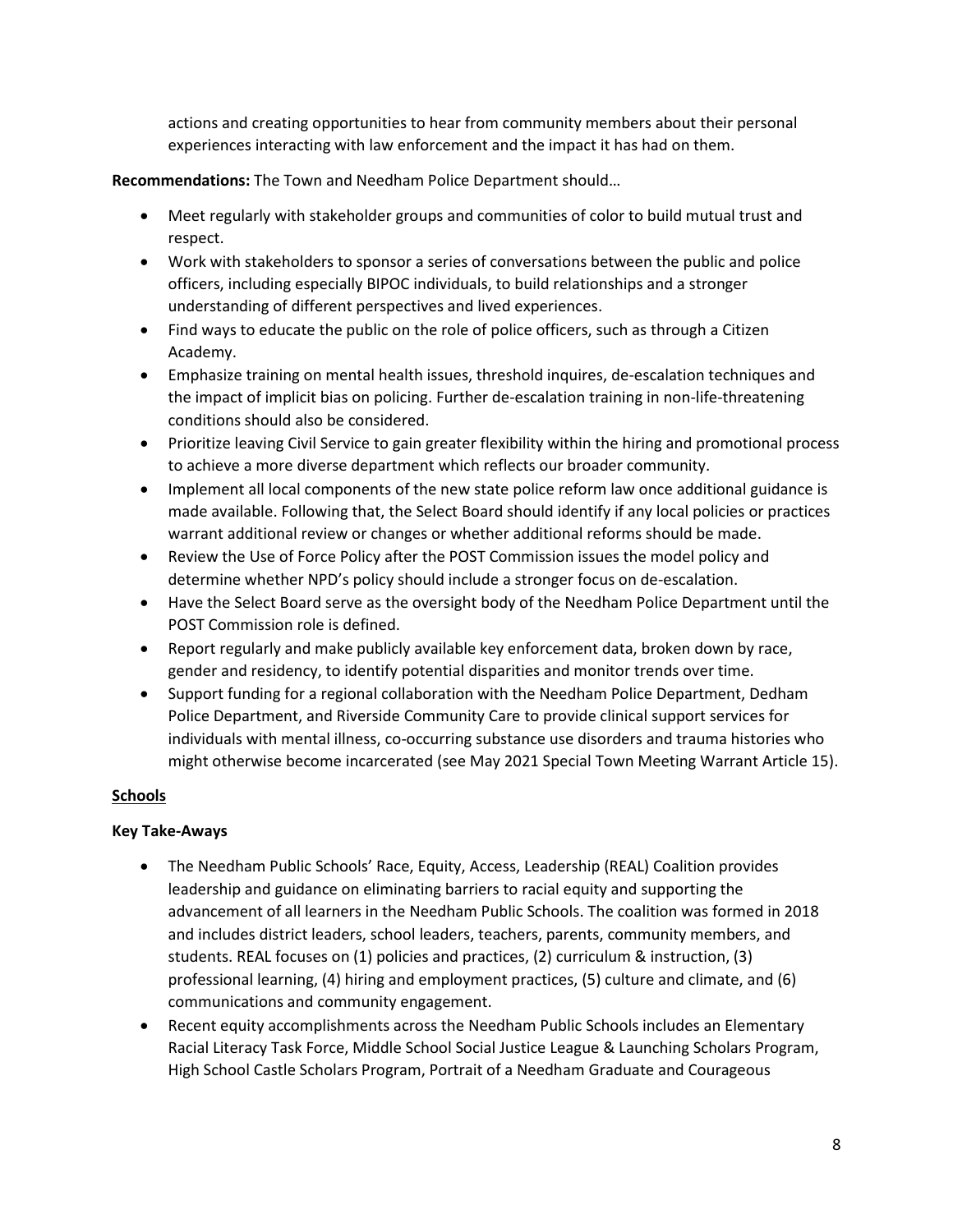actions and creating opportunities to hear from community members about their personal experiences interacting with law enforcement and the impact it has had on them.

**Recommendations:** The Town and Needham Police Department should…

- Meet regularly with stakeholder groups and communities of color to build mutual trust and respect.
- Work with stakeholders to sponsor a series of conversations between the public and police officers, including especially BIPOC individuals, to build relationships and a stronger understanding of different perspectives and lived experiences.
- Find ways to educate the public on the role of police officers, such as through a Citizen Academy.
- Emphasize training on mental health issues, threshold inquires, de-escalation techniques and the impact of implicit bias on policing. Further de-escalation training in non-life-threatening conditions should also be considered.
- Prioritize leaving Civil Service to gain greater flexibility within the hiring and promotional process to achieve a more diverse department which reflects our broader community.
- Implement all local components of the new state police reform law once additional guidance is made available. Following that, the Select Board should identify if any local policies or practices warrant additional review or changes or whether additional reforms should be made.
- Review the Use of Force Policy after the POST Commission issues the model policy and determine whether NPD's policy should include a stronger focus on de-escalation.
- Have the Select Board serve as the oversight body of the Needham Police Department until the POST Commission role is defined.
- Report regularly and make publicly available key enforcement data, broken down by race, gender and residency, to identify potential disparities and monitor trends over time.
- Support funding for a regional collaboration with the Needham Police Department, Dedham Police Department, and Riverside Community Care to provide clinical support services for individuals with mental illness, co-occurring substance use disorders and trauma histories who might otherwise become incarcerated (see May 2021 Special Town Meeting Warrant Article 15).

## Schools

**Key Take-Aways**

- The Needham Public Schools' Race, Equity, Access, Leadership (REAL) Coalition provides leadership and guidance on eliminating barriers to racial equity and supporting the advancement of all learners in the Needham Public Schools. The coalition was formed in 2018 and includes district leaders, school leaders, teachers, parents, community members, and students. REAL focuses on (1) policies and practices, (2) curriculum & instruction, (3) professional learning, (4) hiring and employment practices, (5) culture and climate, and (6) communications and community engagement.
- Recent equity accomplishments across the Needham Public Schools includes an Elementary Racial Literacy Task Force, Middle School Social Justice League & Launching Scholars Program, High School Castle Scholars Program, Portrait of a Needham Graduate and Courageous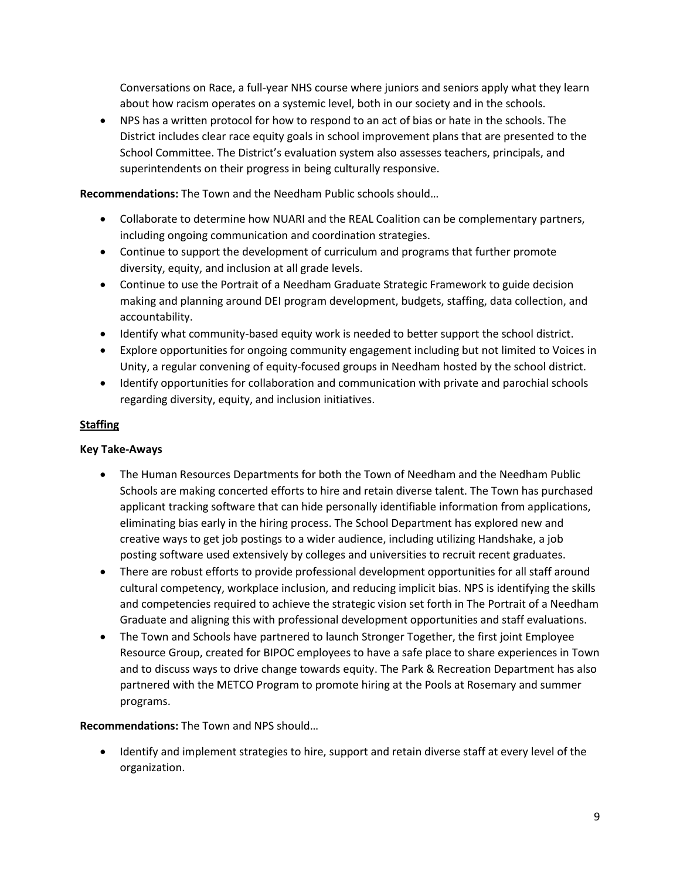Conversations on Race, a full-year NHS course where juniors and seniors apply what they learn about how racism operates on a systemic level, both in our society and in the schools.

- NPS has a written protocol for how to respond to an act of bias or hate in the schools. The District includes clear race equity goals in school improvement plans that are presented to the School Committee. The District's evaluation system also assesses teachers, principals, and superintendents on their progress in being culturally responsive.

**Recommendations:** The Town and the Needham Public schools should…

- Collaborate to determine how NUARI and the REAL Coalition can be complementary partners, including ongoing communication and coordination strategies.
- Continue to support the development of curriculum and programs that further promote diversity, equity, and inclusion at all grade levels.
- Continue to use the Portrait of a Needham Graduate Strategic Framework to guide decision making and planning around DEI program development, budgets, staffing, data collection, and accountability.
- Identify what community-based equity work is needed to better support the school district.
- Explore opportunities for ongoing community engagement including but not limited to Voices in Unity, a regular convening of equity-focused groups in Needham hosted by the school district.
- Identify opportunities for collaboration and communication with private and parochial schools regarding diversity, equity, and inclusion initiatives.

## Staffing

**Key Take-Aways**

- The Human Resources Departments for both the Town of Needham and the Needham Public Schools are making concerted efforts to hire and retain diverse talent. The Town has purchased applicant tracking software that can hide personally identifiable information from applications, eliminating bias early in the hiring process. The School Department has explored new and creative ways to get job postings to a wider audience, including utilizing Handshake, a job posting software used extensively by colleges and universities to recruit recent graduates.
- There are robust efforts to provide professional development opportunities for all staff around cultural competency, workplace inclusion, and reducing implicit bias. NPS is identifying the skills and competencies required to achieve the strategic vision set forth in The Portrait of a Needham Graduate and aligning this with professional development opportunities and staff evaluations.
- The Town and Schools have partnered to launch Stronger Together, the first joint Employee Resource Group, created for BIPOC employees to have a safe place to share experiences in Town and to discuss ways to drive change towards equity. The Park & Recreation Department has also partnered with the METCO Program to promote hiring at the Pools at Rosemary and summer programs.

**Recommendations:** The Town and NPS should…

- Identify and implement strategies to hire, support and retain diverse staff at every level of the organization.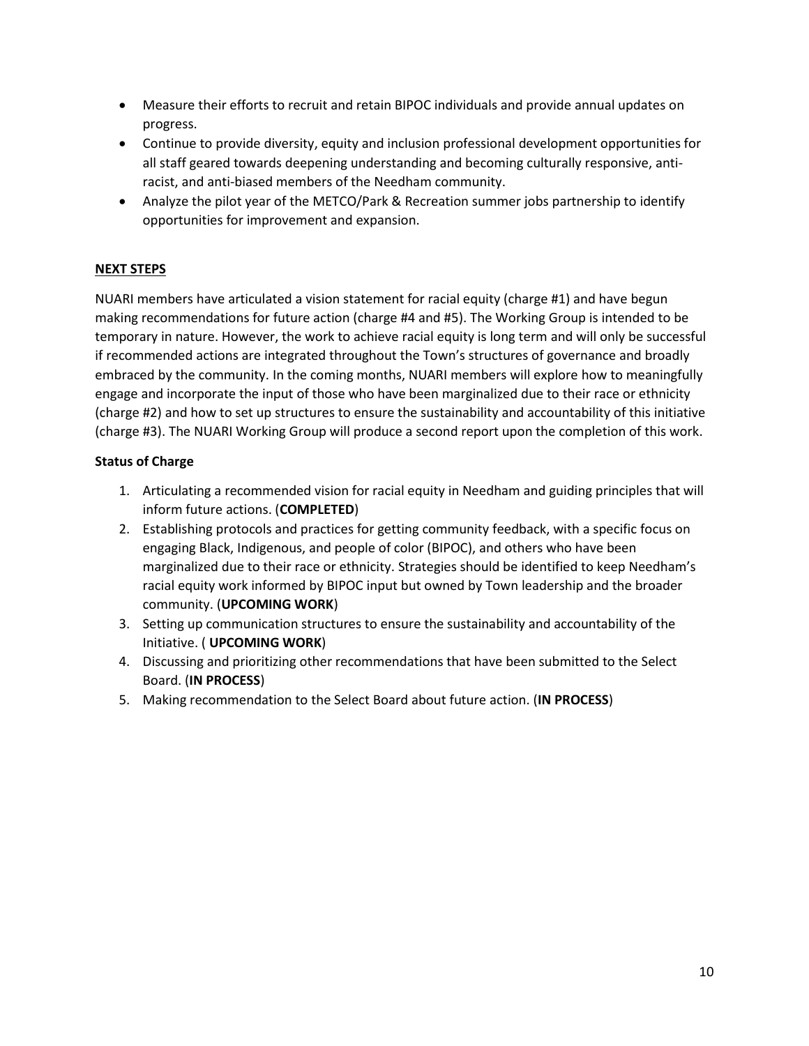- Measure their efforts to recruit and retain BIPOC individuals and provide annual updates on progress.
- Continue to provide diversity, equity and inclusion professional development opportunities for all staff geared towards deepening understanding and becoming culturally responsive, anti-racist, and anti-biased members of the Needham community.
- Analyze the pilot year of the METCO/Park & Recreation summer jobs partnership to identify opportunities for improvement and expansion.

## NEXT STEPS

NUARI members have articulated a vision statement for racial equity (charge #1) and have begun making recommendations for future action (charge #4 and #5). The Working Group is intended to be temporary in nature. However, the work to achieve racial equity is long term and will only be successful if recommended actions are integrated throughout the Town's structures of governance and broadly embraced by the community. In the coming months, NUARI members will explore how to meaningfully engage and incorporate the input of those who have been marginalized due to their race or ethnicity (charge #2) and how to set up structures to ensure the sustainability and accountability of this initiative (charge #3). The NUARI Working Group will produce a second report upon the completion of this work.

### Status of Charge

1. Articulating a recommended vision for racial equity in Needham and guiding principles that will inform future actions. (**COMPLETED**)
2. Establishing protocols and practices for getting community feedback, with a specific focus on engaging Black, Indigenous, and people of color (BIPOC), and others who have been marginalized due to their race or ethnicity. Strategies should be identified to keep Needham's racial equity work informed by BIPOC input but owned by Town leadership and the broader community. (**UPCOMING WORK**)
3. Setting up communication structures to ensure the sustainability and accountability of the Initiative. ( **UPCOMING WORK**)
4. Discussing and prioritizing other recommendations that have been submitted to the Select Board. (**IN PROCESS**)
5. Making recommendation to the Select Board about future action. (**IN PROCESS**)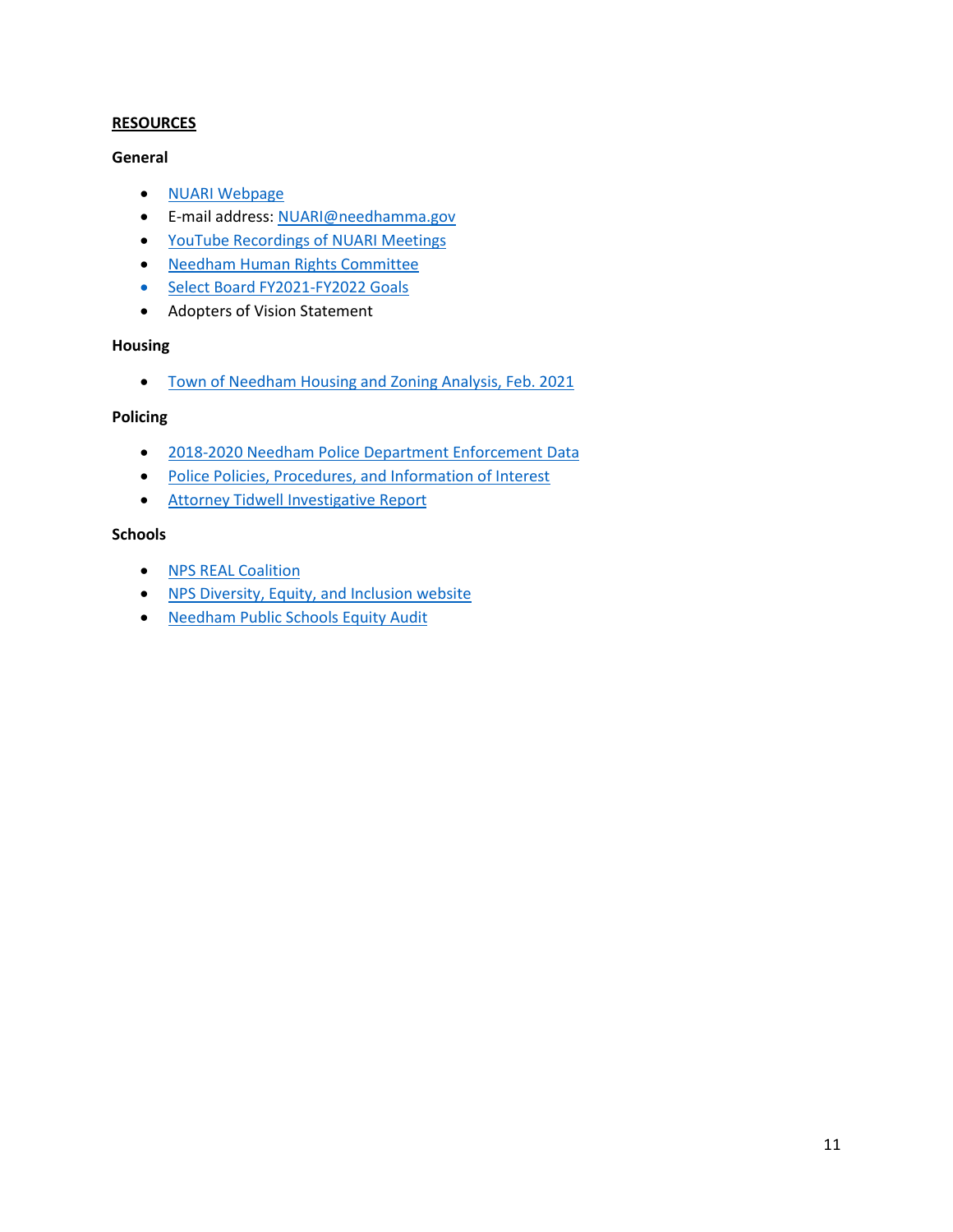## RESOURCES

### General

- NUARI Webpage
- E-mail address: NUARI@needhamma.gov
- YouTube Recordings of NUARI Meetings
- Needham Human Rights Committee
- Select Board FY2021-FY2022 Goals
- Adopters of Vision Statement

### Housing

- Town of Needham Housing and Zoning Analysis, Feb. 2021

### Policing

- 2018-2020 Needham Police Department Enforcement Data
- Police Policies, Procedures, and Information of Interest
- Attorney Tidwell Investigative Report

### Schools

- NPS REAL Coalition
- NPS Diversity, Equity, and Inclusion website
- Needham Public Schools Equity Audit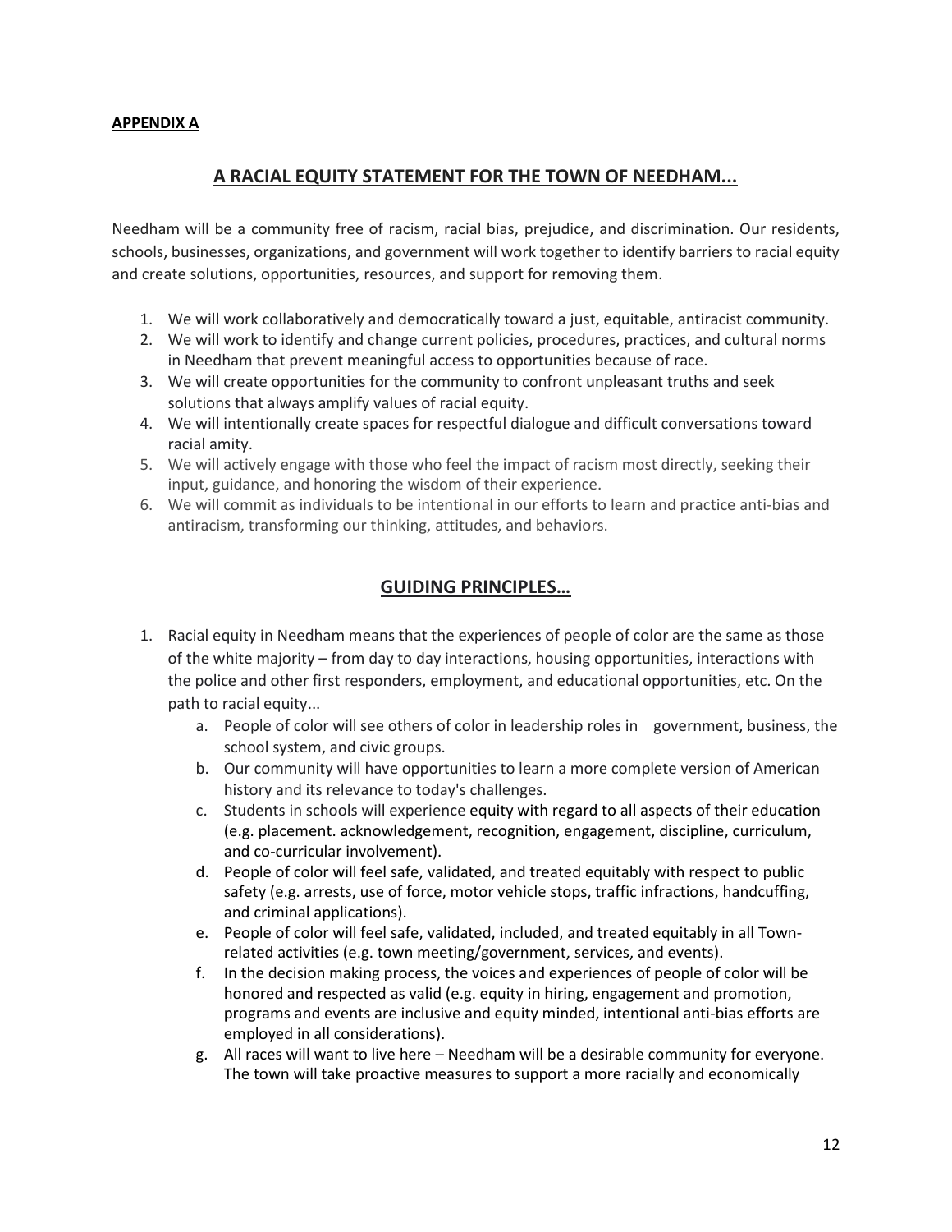**APPENDIX A**

## A RACIAL EQUITY STATEMENT FOR THE TOWN OF NEEDHAM...

Needham will be a community free of racism, racial bias, prejudice, and discrimination. Our residents, schools, businesses, organizations, and government will work together to identify barriers to racial equity and create solutions, opportunities, resources, and support for removing them.

1. We will work collaboratively and democratically toward a just, equitable, antiracist community.
2. We will work to identify and change current policies, procedures, practices, and cultural norms in Needham that prevent meaningful access to opportunities because of race.
3. We will create opportunities for the community to confront unpleasant truths and seek solutions that always amplify values of racial equity.
4. We will intentionally create spaces for respectful dialogue and difficult conversations toward racial amity.
5. We will actively engage with those who feel the impact of racism most directly, seeking their input, guidance, and honoring the wisdom of their experience.
6. We will commit as individuals to be intentional in our efforts to learn and practice anti-bias and antiracism, transforming our thinking, attitudes, and behaviors.

## GUIDING PRINCIPLES…

1. Racial equity in Needham means that the experiences of people of color are the same as those of the white majority – from day to day interactions, housing opportunities, interactions with the police and other first responders, employment, and educational opportunities, etc. On the path to racial equity...
   a. People of color will see others of color in leadership roles in government, business, the school system, and civic groups.
   b. Our community will have opportunities to learn a more complete version of American history and its relevance to today's challenges.
   c. Students in schools will experience equity with regard to all aspects of their education (e.g. placement. acknowledgement, recognition, engagement, discipline, curriculum, and co-curricular involvement).
   d. People of color will feel safe, validated, and treated equitably with respect to public safety (e.g. arrests, use of force, motor vehicle stops, traffic infractions, handcuffing, and criminal applications).
   e. People of color will feel safe, validated, included, and treated equitably in all Town-related activities (e.g. town meeting/government, services, and events).
   f. In the decision making process, the voices and experiences of people of color will be honored and respected as valid (e.g. equity in hiring, engagement and promotion, programs and events are inclusive and equity minded, intentional anti-bias efforts are employed in all considerations).
   g. All races will want to live here – Needham will be a desirable community for everyone. The town will take proactive measures to support a more racially and economically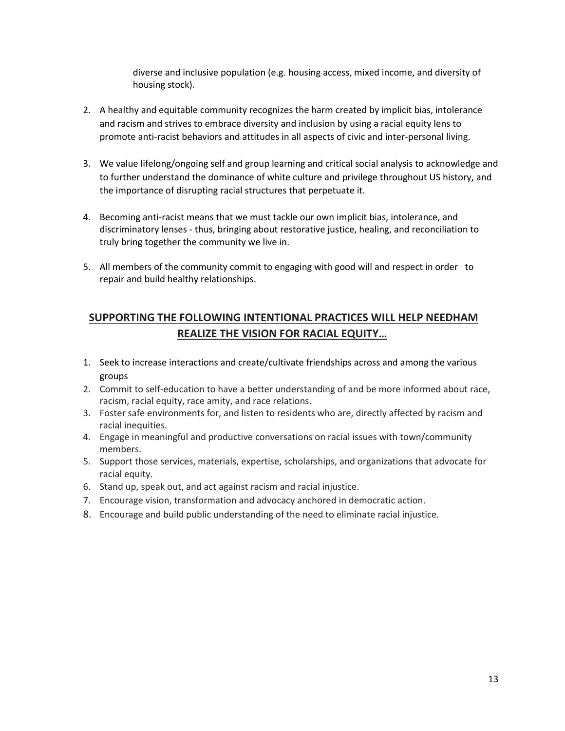diverse and inclusive population (e.g. housing access, mixed income, and diversity of housing stock).

2. A healthy and equitable community recognizes the harm created by implicit bias, intolerance and racism and strives to embrace diversity and inclusion by using a racial equity lens to promote anti-racist behaviors and attitudes in all aspects of civic and inter-personal living.

3. We value lifelong/ongoing self and group learning and critical social analysis to acknowledge and to further understand the dominance of white culture and privilege throughout US history, and the importance of disrupting racial structures that perpetuate it.

4. Becoming anti-racist means that we must tackle our own implicit bias, intolerance, and discriminatory lenses - thus, bringing about restorative justice, healing, and reconciliation to truly bring together the community we live in.

5. All members of the community commit to engaging with good will and respect in order to repair and build healthy relationships.

## SUPPORTING THE FOLLOWING INTENTIONAL PRACTICES WILL HELP NEEDHAM REALIZE THE VISION FOR RACIAL EQUITY…

1. Seek to increase interactions and create/cultivate friendships across and among the various groups
2. Commit to self-education to have a better understanding of and be more informed about race, racism, racial equity, race amity, and race relations.
3. Foster safe environments for, and listen to residents who are, directly affected by racism and racial inequities.
4. Engage in meaningful and productive conversations on racial issues with town/community members.
5. Support those services, materials, expertise, scholarships, and organizations that advocate for racial equity.
6. Stand up, speak out, and act against racism and racial injustice.
7. Encourage vision, transformation and advocacy anchored in democratic action.
8. Encourage and build public understanding of the need to eliminate racial injustice.